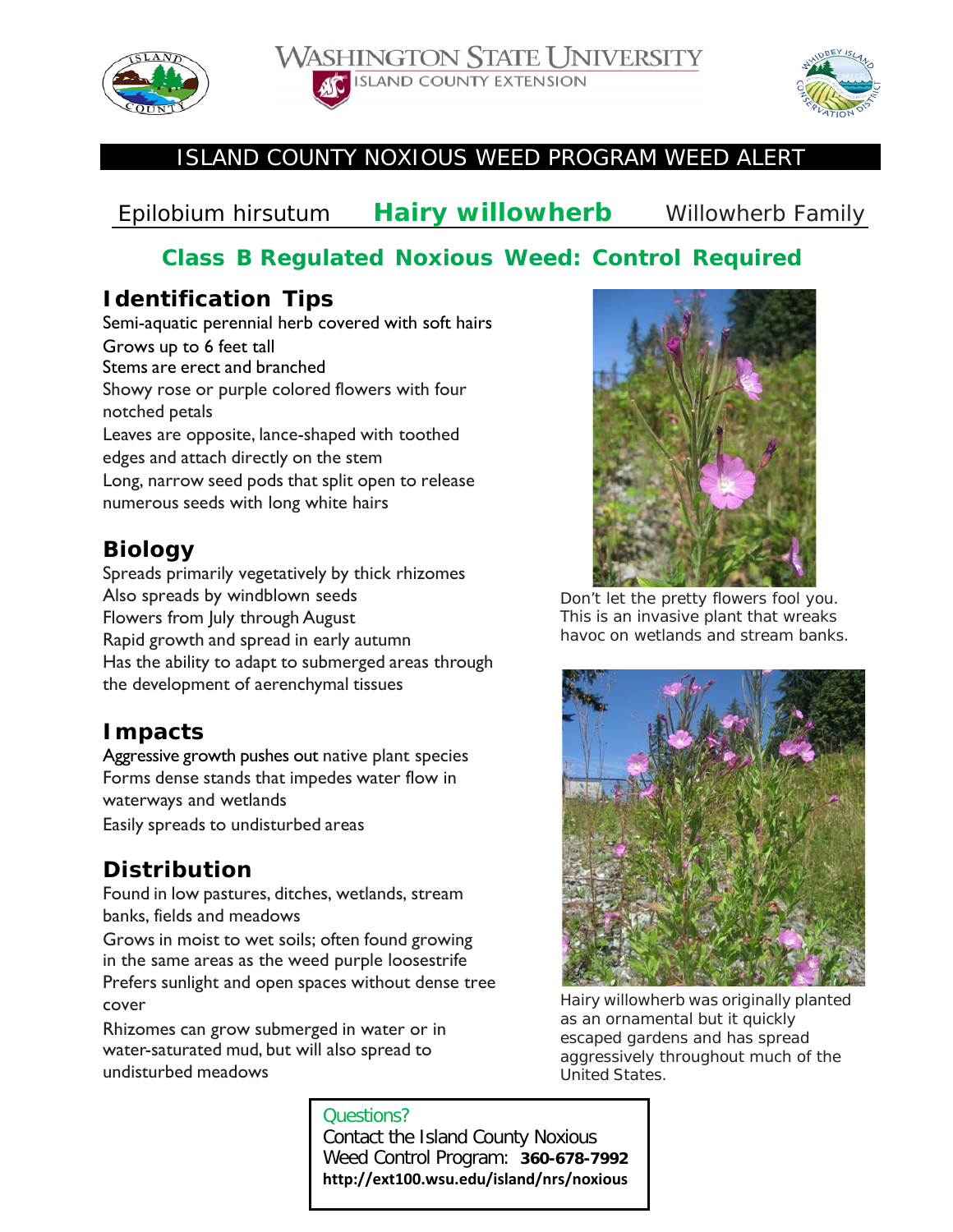WASHINGTON STATE UNIVERSITY
ISLAND COUNTY EXTENSION

# ISLAND COUNTY NOXIOUS WEED PROGRAM WEED ALERT

Epilobium hirsutum **Hairy willowherb** Willowherb Family

## Class B Regulated Noxious Weed: Control Required

## Identification Tips

Semi-aquatic perennial herb covered with soft hairs
Grows up to 6 feet tall
Stems are erect and branched
Showy rose or purple colored flowers with four notched petals
Leaves are opposite, lance-shaped with toothed edges and attach directly on the stem
Long, narrow seed pods that split open to release numerous seeds with long white hairs

## Biology

Spreads primarily vegetatively by thick rhizomes
Also spreads by windblown seeds
Flowers from July through August
Rapid growth and spread in early autumn
Has the ability to adapt to submerged areas through the development of aerenchymal tissues

## Impacts

Aggressive growth pushes out native plant species
Forms dense stands that impedes water flow in waterways and wetlands
Easily spreads to undisturbed areas

## Distribution

Found in low pastures, ditches, wetlands, stream banks, fields and meadows
Grows in moist to wet soils; often found growing in the same areas as the weed purple loosestrife
Prefers sunlight and open spaces without dense tree cover
Rhizomes can grow submerged in water or in water-saturated mud, but will also spread to undisturbed meadows

Don't let the pretty flowers fool you. This is an invasive plant that wreaks havoc on wetlands and stream banks.

Hairy willowherb was originally planted as an ornamental but it quickly escaped gardens and has spread aggressively throughout much of the United States.

Questions?
Contact the Island County Noxious Weed Control Program: **360-678-7992**
**http://ext100.wsu.edu/island/nrs/noxious**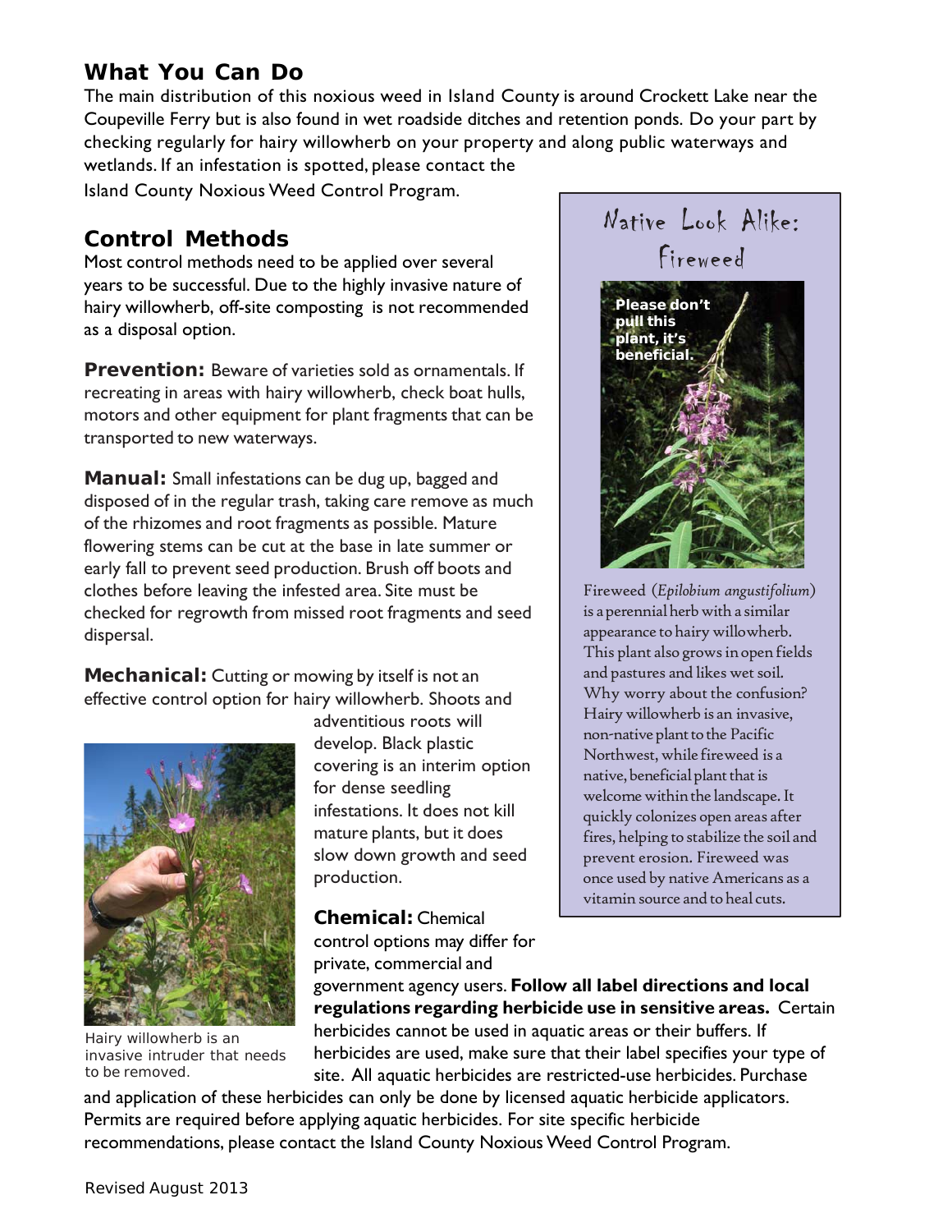## What You Can Do

The main distribution of this noxious weed in Island County is around Crockett Lake near the Coupeville Ferry but is also found in wet roadside ditches and retention ponds. Do your part by checking regularly for hairy willowherb on your property and along public waterways and wetlands. If an infestation is spotted, please contact the Island County Noxious Weed Control Program.

## Control Methods

Most control methods need to be applied over several years to be successful. Due to the highly invasive nature of hairy willowherb, off-site composting is not recommended as a disposal option.

**Prevention:** Beware of varieties sold as ornamentals. If recreating in areas with hairy willowherb, check boat hulls, motors and other equipment for plant fragments that can be transported to new waterways.

**Manual:** Small infestations can be dug up, bagged and disposed of in the regular trash, taking care remove as much of the rhizomes and root fragments as possible. Mature flowering stems can be cut at the base in late summer or early fall to prevent seed production. Brush off boots and clothes before leaving the infested area. Site must be checked for regrowth from missed root fragments and seed dispersal.

**Mechanical:** Cutting or mowing by itself is not an effective control option for hairy willowherb. Shoots and adventitious roots will develop. Black plastic covering is an interim option for dense seedling infestations. It does not kill mature plants, but it does slow down growth and seed production.

Hairy willowherb is an invasive intruder that needs to be removed.

**Chemical:** Chemical control options may differ for private, commercial and government agency users. **Follow all label directions and local regulations regarding herbicide use in sensitive areas.** Certain herbicides cannot be used in aquatic areas or their buffers. If herbicides are used, make sure that their label specifies your type of site. All aquatic herbicides are restricted-use herbicides. Purchase and application of these herbicides can only be done by licensed aquatic herbicide applicators. Permits are required before applying aquatic herbicides. For site specific herbicide recommendations, please contact the Island County Noxious Weed Control Program.

### Native Look Alike: Fireweed

**Please don't pull this plant, it's beneficial.**

Fireweed (*Epilobium angustifolium*) is a perennial herb with a similar appearance to hairy willowherb. This plant also grows in open fields and pastures and likes wet soil. Why worry about the confusion? Hairy willowherb is an invasive, non-native plant to the Pacific Northwest, while fireweed is a native, beneficial plant that is welcome within the landscape. It quickly colonizes open areas after fires, helping to stabilize the soil and prevent erosion. Fireweed was once used by native Americans as a vitamin source and to heal cuts.

Revised August 2013